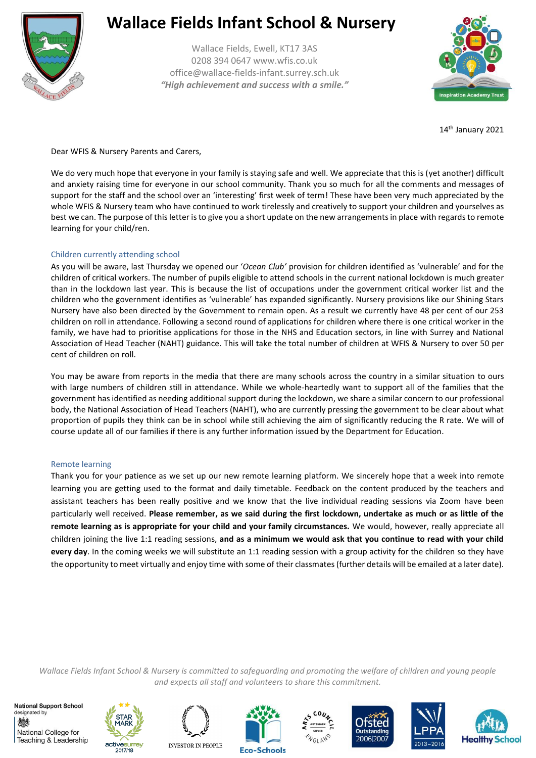# Wallace Fields Infant School & Nursery

Wallace Fields, Ewell, KT17 3AS
0208 394 0647 www.wfis.co.uk
office@wallace-fields-infant.surrey.sch.uk
***"High achievement and success with a smile."***

14th January 2021

Dear WFIS & Nursery Parents and Carers,

We do very much hope that everyone in your family is staying safe and well. We appreciate that this is (yet another) difficult and anxiety raising time for everyone in our school community. Thank you so much for all the comments and messages of support for the staff and the school over an 'interesting' first week of term! These have been very much appreciated by the whole WFIS & Nursery team who have continued to work tirelessly and creatively to support your children and yourselves as best we can. The purpose of this letter is to give you a short update on the new arrangements in place with regards to remote learning for your child/ren.

## Children currently attending school

As you will be aware, last Thursday we opened our '*Ocean Club'* provision for children identified as 'vulnerable' and for the children of critical workers. The number of pupils eligible to attend schools in the current national lockdown is much greater than in the lockdown last year. This is because the list of occupations under the government critical worker list and the children who the government identifies as 'vulnerable' has expanded significantly. Nursery provisions like our Shining Stars Nursery have also been directed by the Government to remain open. As a result we currently have 48 per cent of our 253 children on roll in attendance. Following a second round of applications for children where there is one critical worker in the family, we have had to prioritise applications for those in the NHS and Education sectors, in line with Surrey and National Association of Head Teacher (NAHT) guidance. This will take the total number of children at WFIS & Nursery to over 50 per cent of children on roll.

You may be aware from reports in the media that there are many schools across the country in a similar situation to ours with large numbers of children still in attendance. While we whole-heartedly want to support all of the families that the government has identified as needing additional support during the lockdown, we share a similar concern to our professional body, the National Association of Head Teachers (NAHT), who are currently pressing the government to be clear about what proportion of pupils they think can be in school while still achieving the aim of significantly reducing the R rate. We will of course update all of our families if there is any further information issued by the Department for Education.

## Remote learning

Thank you for your patience as we set up our new remote learning platform. We sincerely hope that a week into remote learning you are getting used to the format and daily timetable. Feedback on the content produced by the teachers and assistant teachers has been really positive and we know that the live individual reading sessions via Zoom have been particularly well received. **Please remember, as we said during the first lockdown, undertake as much or as little of the remote learning as is appropriate for your child and your family circumstances.** We would, however, really appreciate all children joining the live 1:1 reading sessions, **and as a minimum we would ask that you continue to read with your child every day**. In the coming weeks we will substitute an 1:1 reading session with a group activity for the children so they have the opportunity to meet virtually and enjoy time with some of their classmates (further details will be emailed at a later date).

*Wallace Fields Infant School & Nursery is committed to safeguarding and promoting the welfare of children and young people and expects all staff and volunteers to share this commitment.*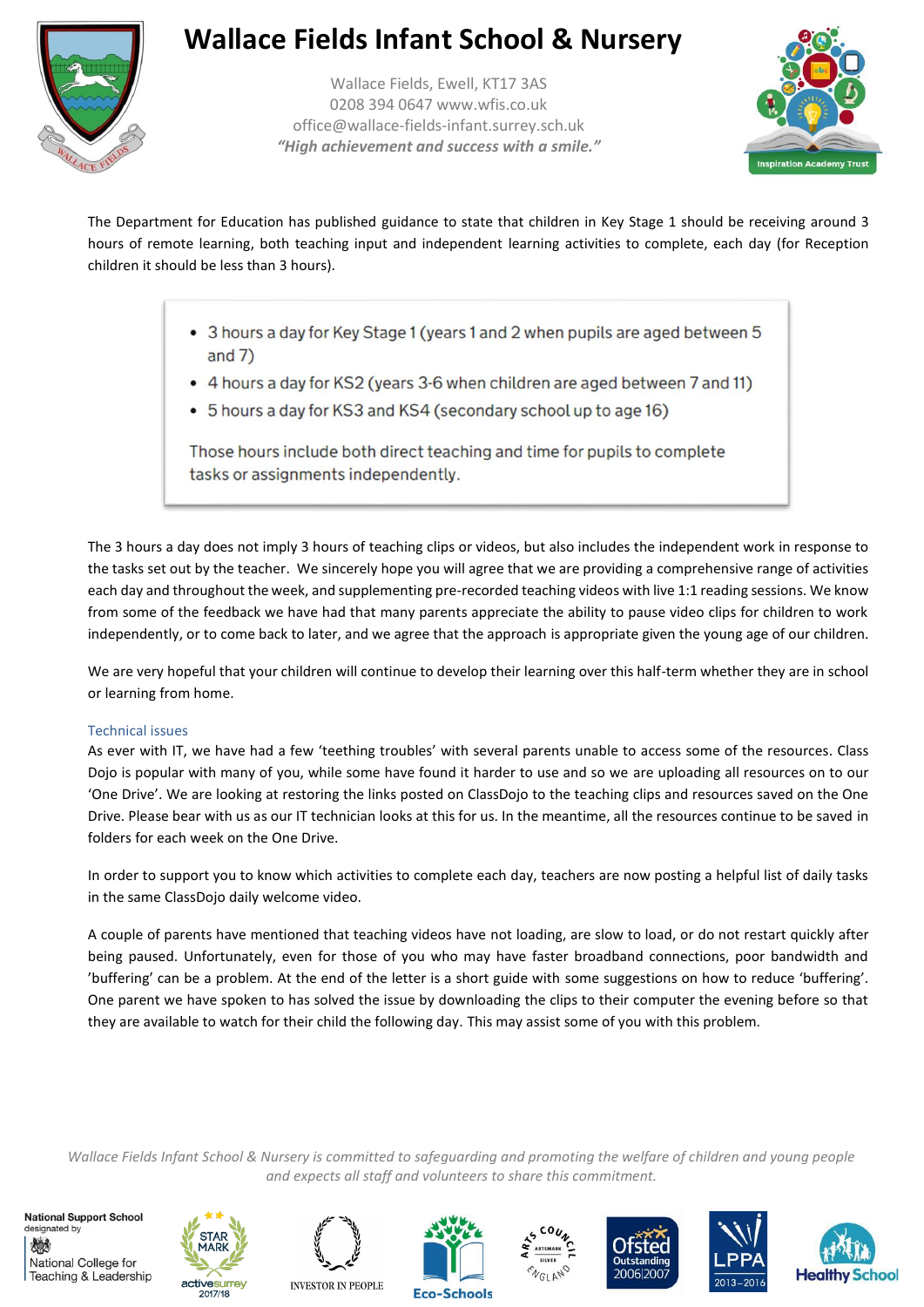# Wallace Fields Infant School & Nursery

Wallace Fields, Ewell, KT17 3AS
0208 394 0647 www.wfis.co.uk
office@wallace-fields-infant.surrey.sch.uk
*"High achievement and success with a smile."*

The Department for Education has published guidance to state that children in Key Stage 1 should be receiving around 3 hours of remote learning, both teaching input and independent learning activities to complete, each day (for Reception children it should be less than 3 hours).

> - 3 hours a day for Key Stage 1 (years 1 and 2 when pupils are aged between 5 and 7)
> - 4 hours a day for KS2 (years 3-6 when children are aged between 7 and 11)
> - 5 hours a day for KS3 and KS4 (secondary school up to age 16)
>
> Those hours include both direct teaching and time for pupils to complete tasks or assignments independently.

The 3 hours a day does not imply 3 hours of teaching clips or videos, but also includes the independent work in response to the tasks set out by the teacher. We sincerely hope you will agree that we are providing a comprehensive range of activities each day and throughout the week, and supplementing pre-recorded teaching videos with live 1:1 reading sessions. We know from some of the feedback we have had that many parents appreciate the ability to pause video clips for children to work independently, or to come back to later, and we agree that the approach is appropriate given the young age of our children.

We are very hopeful that your children will continue to develop their learning over this half-term whether they are in school or learning from home.

## Technical issues

As ever with IT, we have had a few 'teething troubles' with several parents unable to access some of the resources. Class Dojo is popular with many of you, while some have found it harder to use and so we are uploading all resources on to our 'One Drive'. We are looking at restoring the links posted on ClassDojo to the teaching clips and resources saved on the One Drive. Please bear with us as our IT technician looks at this for us. In the meantime, all the resources continue to be saved in folders for each week on the One Drive.

In order to support you to know which activities to complete each day, teachers are now posting a helpful list of daily tasks in the same ClassDojo daily welcome video.

A couple of parents have mentioned that teaching videos have not loading, are slow to load, or do not restart quickly after being paused. Unfortunately, even for those of you who may have faster broadband connections, poor bandwidth and 'buffering' can be a problem. At the end of the letter is a short guide with some suggestions on how to reduce 'buffering'. One parent we have spoken to has solved the issue by downloading the clips to their computer the evening before so that they are available to watch for their child the following day. This may assist some of you with this problem.

*Wallace Fields Infant School & Nursery is committed to safeguarding and promoting the welfare of children and young people and expects all staff and volunteers to share this commitment.*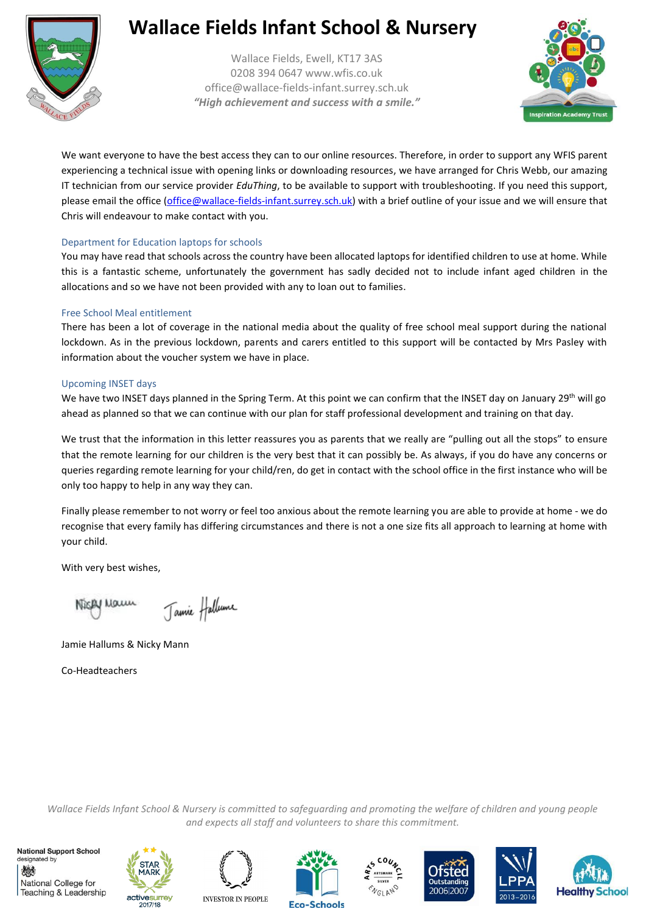We want everyone to have the best access they can to our online resources. Therefore, in order to support any WFIS parent experiencing a technical issue with opening links or downloading resources, we have arranged for Chris Webb, our amazing IT technician from our service provider *EduThing*, to be available to support with troubleshooting. If you need this support, please email the office (office@wallace-fields-infant.surrey.sch.uk) with a brief outline of your issue and we will ensure that Chris will endeavour to make contact with you.

### Department for Education laptops for schools

You may have read that schools across the country have been allocated laptops for identified children to use at home. While this is a fantastic scheme, unfortunately the government has sadly decided not to include infant aged children in the allocations and so we have not been provided with any to loan out to families.

### Free School Meal entitlement

There has been a lot of coverage in the national media about the quality of free school meal support during the national lockdown. As in the previous lockdown, parents and carers entitled to this support will be contacted by Mrs Pasley with information about the voucher system we have in place.

### Upcoming INSET days

We have two INSET days planned in the Spring Term. At this point we can confirm that the INSET day on January 29th will go ahead as planned so that we can continue with our plan for staff professional development and training on that day.

We trust that the information in this letter reassures you as parents that we really are "pulling out all the stops" to ensure that the remote learning for our children is the very best that it can possibly be. As always, if you do have any concerns or queries regarding remote learning for your child/ren, do get in contact with the school office in the first instance who will be only too happy to help in any way they can.

Finally please remember to not worry or feel too anxious about the remote learning you are able to provide at home - we do recognise that every family has differing circumstances and there is not a one size fits all approach to learning at home with your child.

With very best wishes,

Jamie Hallums & Nicky Mann

Co-Headteachers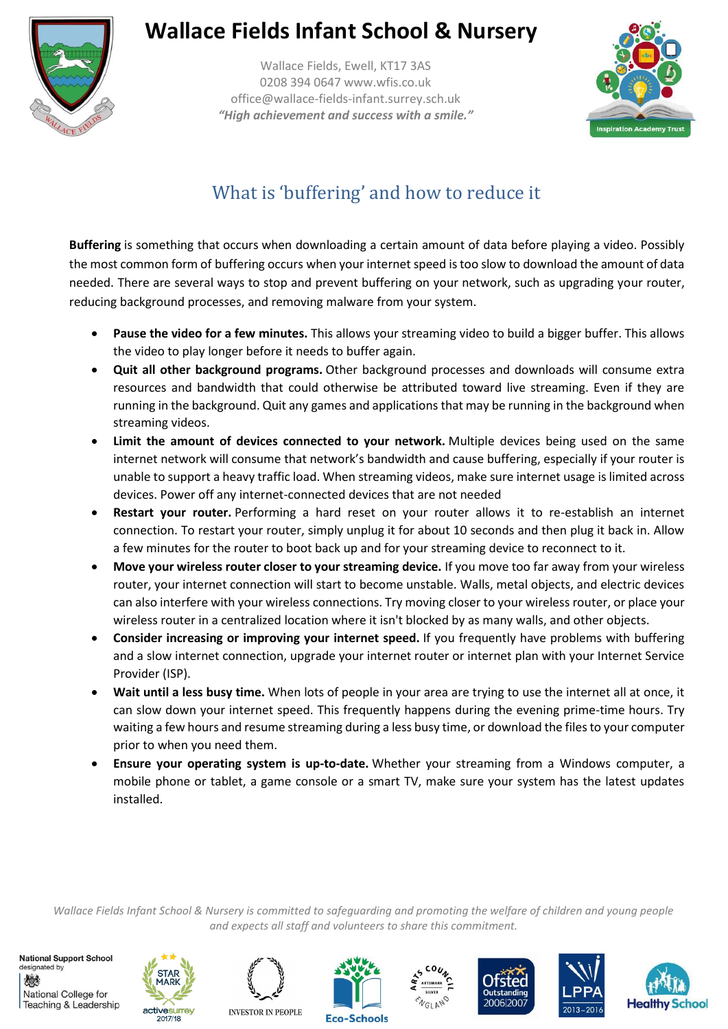# Wallace Fields Infant School & Nursery

Wallace Fields, Ewell, KT17 3AS
0208 394 0647 www.wfis.co.uk
office@wallace-fields-infant.surrey.sch.uk
*"High achievement and success with a smile."*

## What is 'buffering' and how to reduce it

**Buffering** is something that occurs when downloading a certain amount of data before playing a video. Possibly the most common form of buffering occurs when your internet speed is too slow to download the amount of data needed. There are several ways to stop and prevent buffering on your network, such as upgrading your router, reducing background processes, and removing malware from your system.

- **Pause the video for a few minutes.** This allows your streaming video to build a bigger buffer. This allows the video to play longer before it needs to buffer again.
- **Quit all other background programs.** Other background processes and downloads will consume extra resources and bandwidth that could otherwise be attributed toward live streaming. Even if they are running in the background. Quit any games and applications that may be running in the background when streaming videos.
- **Limit the amount of devices connected to your network.** Multiple devices being used on the same internet network will consume that network's bandwidth and cause buffering, especially if your router is unable to support a heavy traffic load. When streaming videos, make sure internet usage is limited across devices. Power off any internet-connected devices that are not needed
- **Restart your router.** Performing a hard reset on your router allows it to re-establish an internet connection. To restart your router, simply unplug it for about 10 seconds and then plug it back in. Allow a few minutes for the router to boot back up and for your streaming device to reconnect to it.
- **Move your wireless router closer to your streaming device.** If you move too far away from your wireless router, your internet connection will start to become unstable. Walls, metal objects, and electric devices can also interfere with your wireless connections. Try moving closer to your wireless router, or place your wireless router in a centralized location where it isn't blocked by as many walls, and other objects.
- **Consider increasing or improving your internet speed.** If you frequently have problems with buffering and a slow internet connection, upgrade your internet router or internet plan with your Internet Service Provider (ISP).
- **Wait until a less busy time.** When lots of people in your area are trying to use the internet all at once, it can slow down your internet speed. This frequently happens during the evening prime-time hours. Try waiting a few hours and resume streaming during a less busy time, or download the files to your computer prior to when you need them.
- **Ensure your operating system is up-to-date.** Whether your streaming from a Windows computer, a mobile phone or tablet, a game console or a smart TV, make sure your system has the latest updates installed.

*Wallace Fields Infant School & Nursery is committed to safeguarding and promoting the welfare of children and young people and expects all staff and volunteers to share this commitment.*